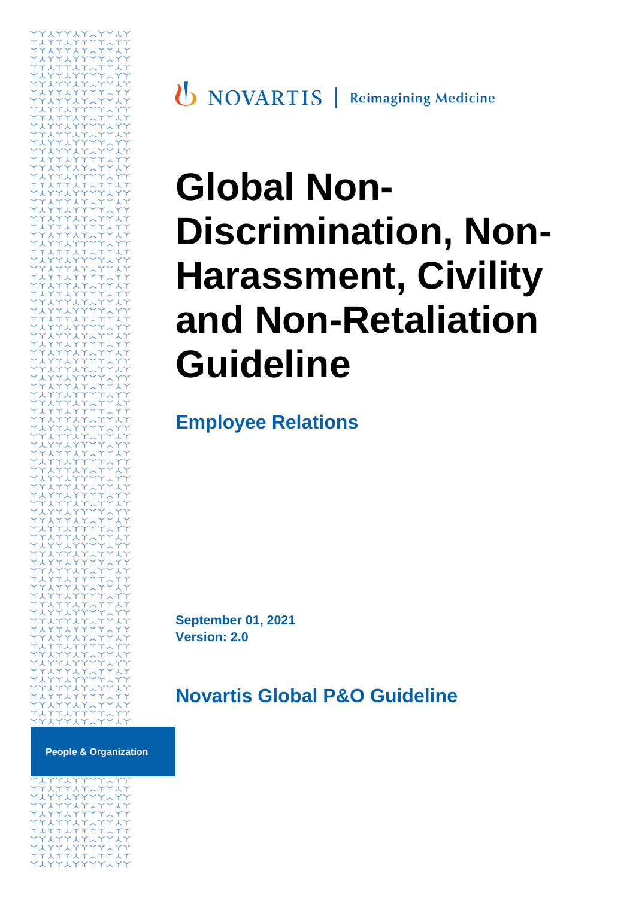NOVARTIS | Reimagining Medicine

# Global Non-Discrimination, Non-Harassment, Civility and Non-Retaliation Guideline

## Employee Relations

**September 01, 2021**
**Version: 2.0**

## Novartis Global P&O Guideline

**People & Organization**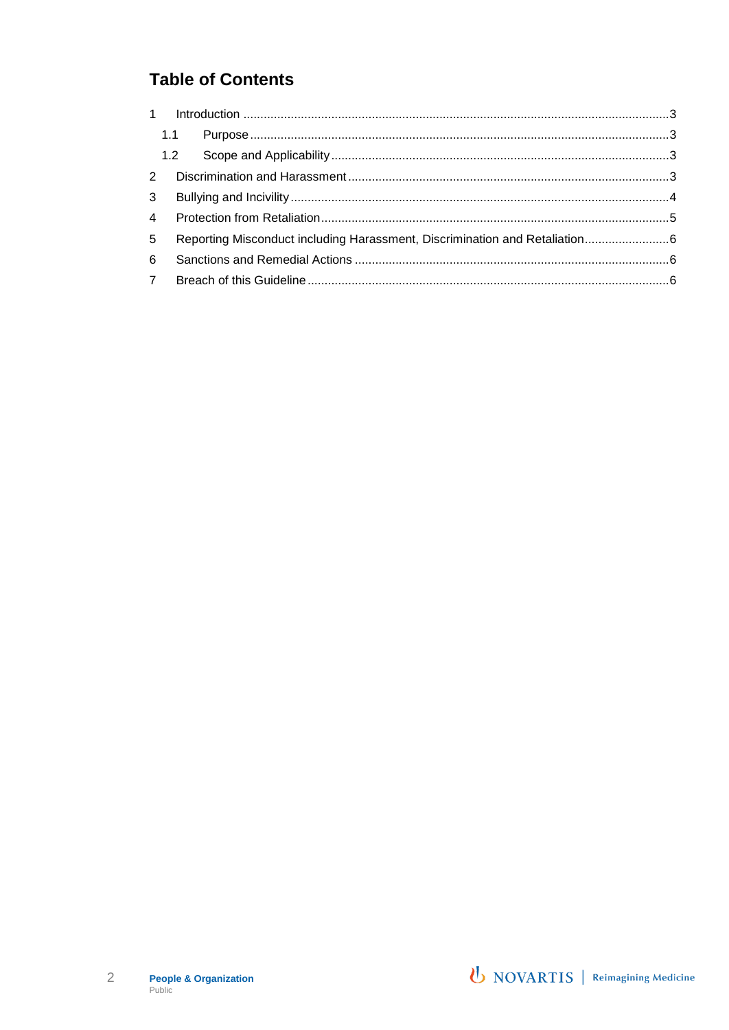## Table of Contents

1 Introduction ...3
  1.1 Purpose ...3
  1.2 Scope and Applicability ...3
2 Discrimination and Harassment ...3
3 Bullying and Incivility ...4
4 Protection from Retaliation ...5
5 Reporting Misconduct including Harassment, Discrimination and Retaliation ...6
6 Sanctions and Remedial Actions ...6
7 Breach of this Guideline ...6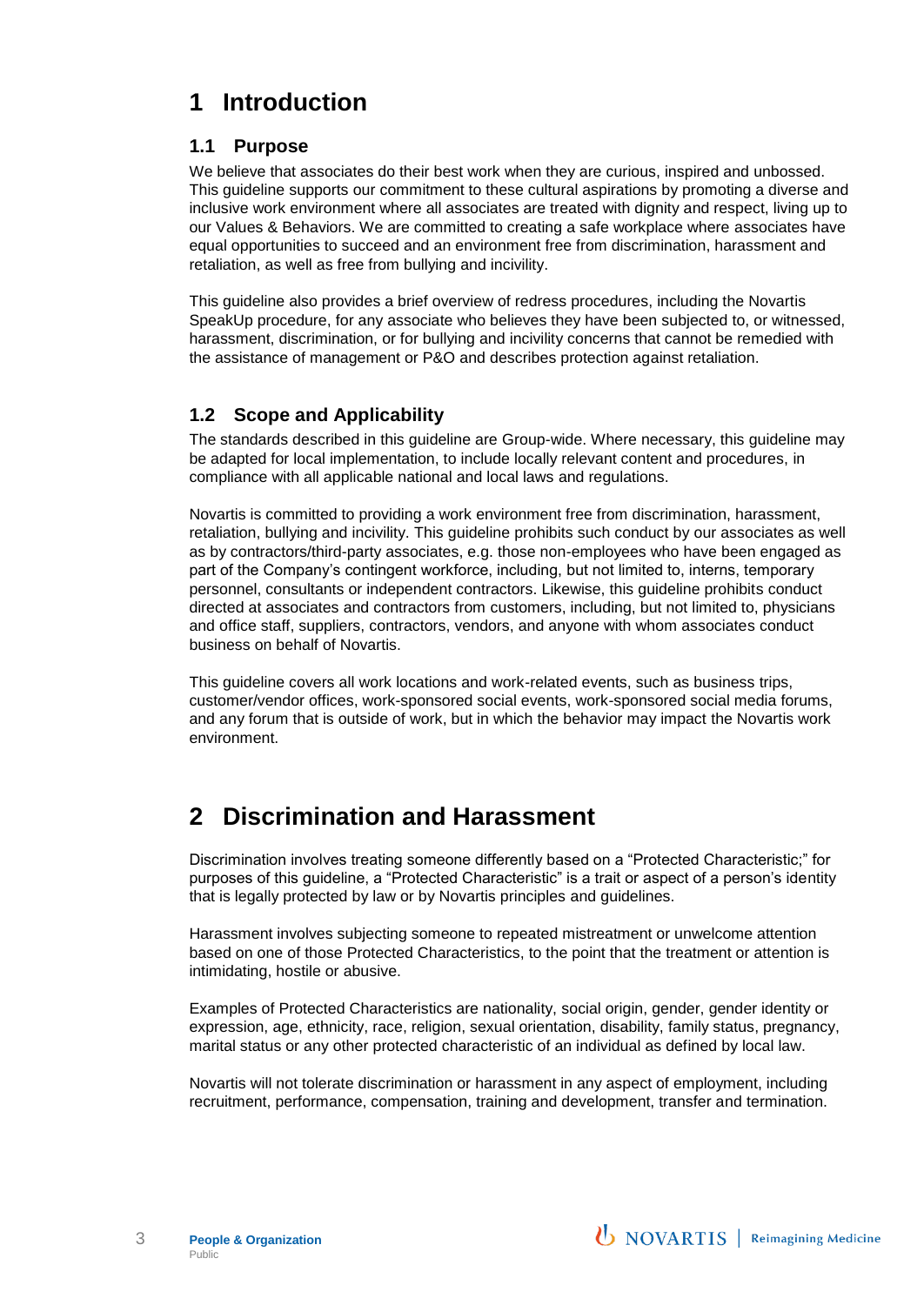# 1 Introduction

## 1.1 Purpose

We believe that associates do their best work when they are curious, inspired and unbossed. This guideline supports our commitment to these cultural aspirations by promoting a diverse and inclusive work environment where all associates are treated with dignity and respect, living up to our Values & Behaviors. We are committed to creating a safe workplace where associates have equal opportunities to succeed and an environment free from discrimination, harassment and retaliation, as well as free from bullying and incivility.

This guideline also provides a brief overview of redress procedures, including the Novartis SpeakUp procedure, for any associate who believes they have been subjected to, or witnessed, harassment, discrimination, or for bullying and incivility concerns that cannot be remedied with the assistance of management or P&O and describes protection against retaliation.

## 1.2 Scope and Applicability

The standards described in this guideline are Group-wide. Where necessary, this guideline may be adapted for local implementation, to include locally relevant content and procedures, in compliance with all applicable national and local laws and regulations.

Novartis is committed to providing a work environment free from discrimination, harassment, retaliation, bullying and incivility. This guideline prohibits such conduct by our associates as well as by contractors/third-party associates, e.g. those non-employees who have been engaged as part of the Company's contingent workforce, including, but not limited to, interns, temporary personnel, consultants or independent contractors. Likewise, this guideline prohibits conduct directed at associates and contractors from customers, including, but not limited to, physicians and office staff, suppliers, contractors, vendors, and anyone with whom associates conduct business on behalf of Novartis.

This guideline covers all work locations and work-related events, such as business trips, customer/vendor offices, work-sponsored social events, work-sponsored social media forums, and any forum that is outside of work, but in which the behavior may impact the Novartis work environment.

# 2 Discrimination and Harassment

Discrimination involves treating someone differently based on a "Protected Characteristic;" for purposes of this guideline, a "Protected Characteristic" is a trait or aspect of a person's identity that is legally protected by law or by Novartis principles and guidelines.

Harassment involves subjecting someone to repeated mistreatment or unwelcome attention based on one of those Protected Characteristics, to the point that the treatment or attention is intimidating, hostile or abusive.

Examples of Protected Characteristics are nationality, social origin, gender, gender identity or expression, age, ethnicity, race, religion, sexual orientation, disability, family status, pregnancy, marital status or any other protected characteristic of an individual as defined by local law.

Novartis will not tolerate discrimination or harassment in any aspect of employment, including recruitment, performance, compensation, training and development, transfer and termination.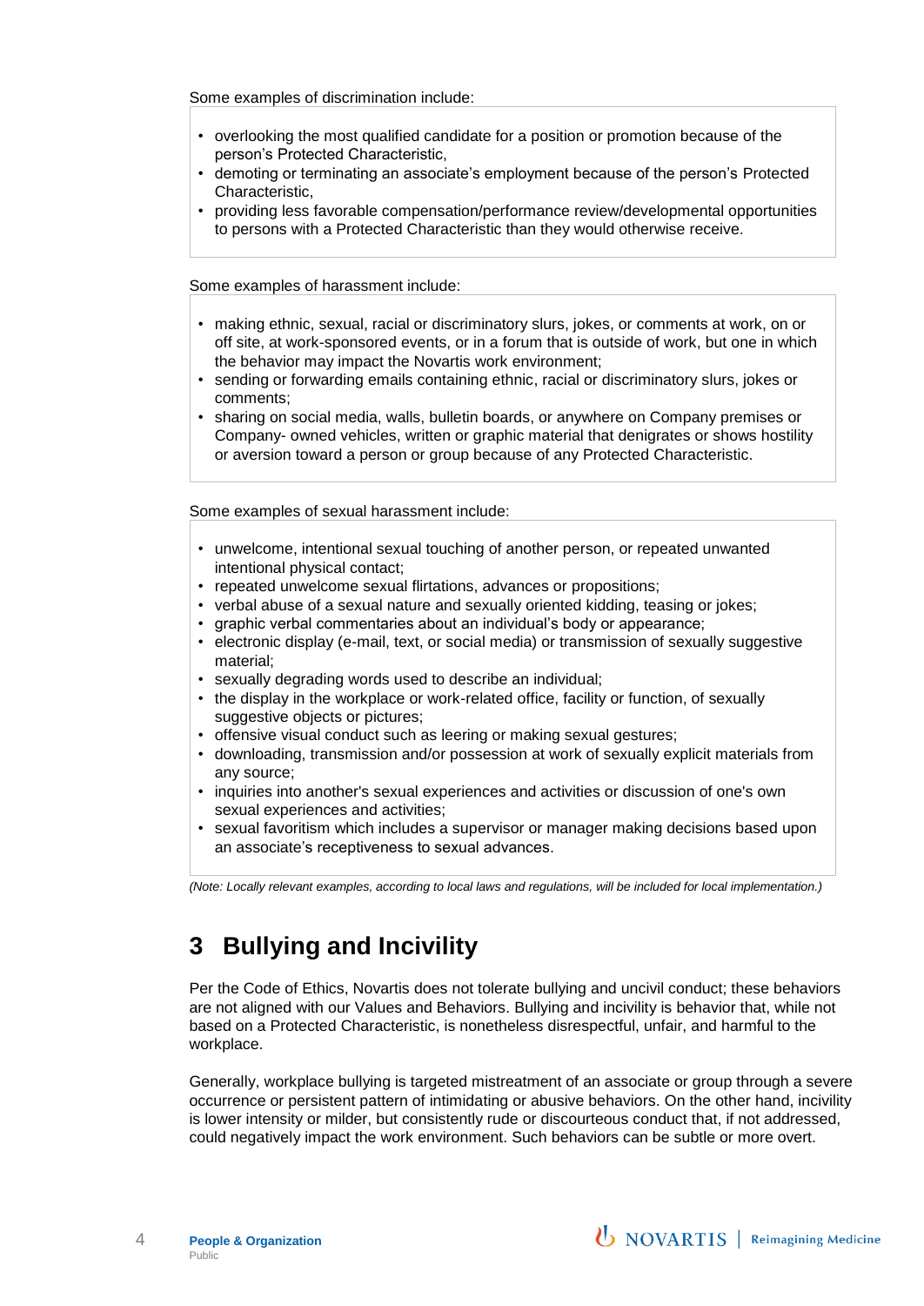Some examples of discrimination include:

- overlooking the most qualified candidate for a position or promotion because of the person's Protected Characteristic,
- demoting or terminating an associate's employment because of the person's Protected Characteristic,
- providing less favorable compensation/performance review/developmental opportunities to persons with a Protected Characteristic than they would otherwise receive.

Some examples of harassment include:

- making ethnic, sexual, racial or discriminatory slurs, jokes, or comments at work, on or off site, at work-sponsored events, or in a forum that is outside of work, but one in which the behavior may impact the Novartis work environment;
- sending or forwarding emails containing ethnic, racial or discriminatory slurs, jokes or comments;
- sharing on social media, walls, bulletin boards, or anywhere on Company premises or Company- owned vehicles, written or graphic material that denigrates or shows hostility or aversion toward a person or group because of any Protected Characteristic.

Some examples of sexual harassment include:

- unwelcome, intentional sexual touching of another person, or repeated unwanted intentional physical contact;
- repeated unwelcome sexual flirtations, advances or propositions;
- verbal abuse of a sexual nature and sexually oriented kidding, teasing or jokes;
- graphic verbal commentaries about an individual's body or appearance;
- electronic display (e-mail, text, or social media) or transmission of sexually suggestive material;
- sexually degrading words used to describe an individual;
- the display in the workplace or work-related office, facility or function, of sexually suggestive objects or pictures;
- offensive visual conduct such as leering or making sexual gestures;
- downloading, transmission and/or possession at work of sexually explicit materials from any source;
- inquiries into another's sexual experiences and activities or discussion of one's own sexual experiences and activities;
- sexual favoritism which includes a supervisor or manager making decisions based upon an associate's receptiveness to sexual advances.

*(Note: Locally relevant examples, according to local laws and regulations, will be included for local implementation.)*

# 3 Bullying and Incivility

Per the Code of Ethics, Novartis does not tolerate bullying and uncivil conduct; these behaviors are not aligned with our Values and Behaviors. Bullying and incivility is behavior that, while not based on a Protected Characteristic, is nonetheless disrespectful, unfair, and harmful to the workplace.

Generally, workplace bullying is targeted mistreatment of an associate or group through a severe occurrence or persistent pattern of intimidating or abusive behaviors. On the other hand, incivility is lower intensity or milder, but consistently rude or discourteous conduct that, if not addressed, could negatively impact the work environment. Such behaviors can be subtle or more overt.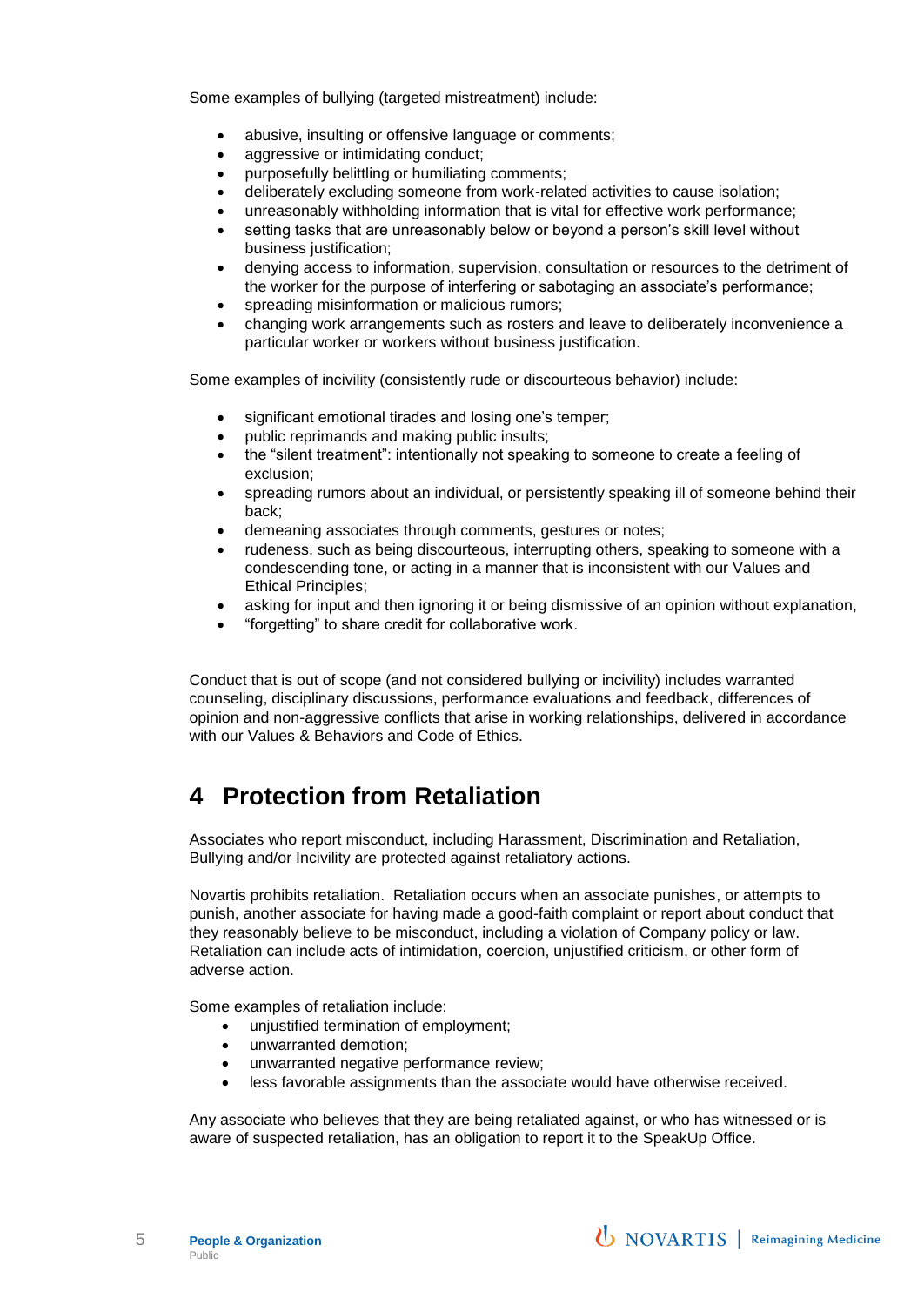Some examples of bullying (targeted mistreatment) include:

- abusive, insulting or offensive language or comments;
- aggressive or intimidating conduct;
- purposefully belittling or humiliating comments;
- deliberately excluding someone from work-related activities to cause isolation;
- unreasonably withholding information that is vital for effective work performance;
- setting tasks that are unreasonably below or beyond a person's skill level without business justification;
- denying access to information, supervision, consultation or resources to the detriment of the worker for the purpose of interfering or sabotaging an associate's performance;
- spreading misinformation or malicious rumors;
- changing work arrangements such as rosters and leave to deliberately inconvenience a particular worker or workers without business justification.

Some examples of incivility (consistently rude or discourteous behavior) include:

- significant emotional tirades and losing one's temper;
- public reprimands and making public insults;
- the "silent treatment": intentionally not speaking to someone to create a feeling of exclusion;
- spreading rumors about an individual, or persistently speaking ill of someone behind their back;
- demeaning associates through comments, gestures or notes;
- rudeness, such as being discourteous, interrupting others, speaking to someone with a condescending tone, or acting in a manner that is inconsistent with our Values and Ethical Principles;
- asking for input and then ignoring it or being dismissive of an opinion without explanation,
- "forgetting" to share credit for collaborative work.

Conduct that is out of scope (and not considered bullying or incivility) includes warranted counseling, disciplinary discussions, performance evaluations and feedback, differences of opinion and non-aggressive conflicts that arise in working relationships, delivered in accordance with our Values & Behaviors and Code of Ethics.

# 4 Protection from Retaliation

Associates who report misconduct, including Harassment, Discrimination and Retaliation, Bullying and/or Incivility are protected against retaliatory actions.

Novartis prohibits retaliation. Retaliation occurs when an associate punishes, or attempts to punish, another associate for having made a good-faith complaint or report about conduct that they reasonably believe to be misconduct, including a violation of Company policy or law. Retaliation can include acts of intimidation, coercion, unjustified criticism, or other form of adverse action.

Some examples of retaliation include:

- unjustified termination of employment;
- unwarranted demotion;
- unwarranted negative performance review;
- less favorable assignments than the associate would have otherwise received.

Any associate who believes that they are being retaliated against, or who has witnessed or is aware of suspected retaliation, has an obligation to report it to the SpeakUp Office.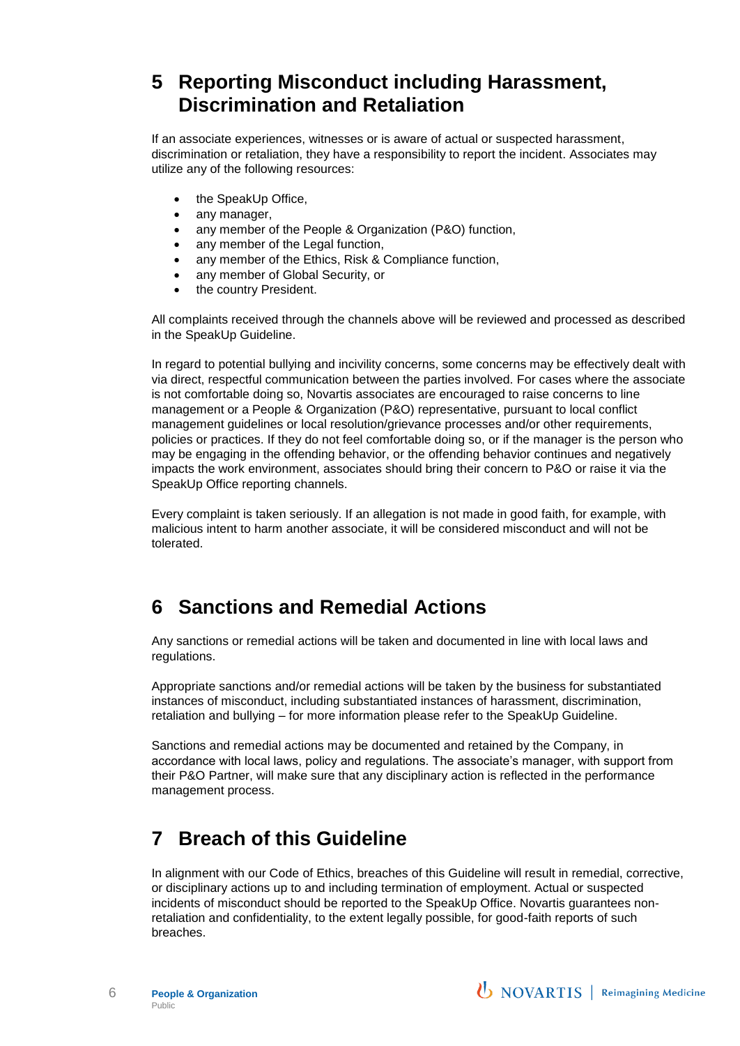## 5 Reporting Misconduct including Harassment, Discrimination and Retaliation

If an associate experiences, witnesses or is aware of actual or suspected harassment, discrimination or retaliation, they have a responsibility to report the incident. Associates may utilize any of the following resources:

- the SpeakUp Office,
- any manager,
- any member of the People & Organization (P&O) function,
- any member of the Legal function,
- any member of the Ethics, Risk & Compliance function,
- any member of Global Security, or
- the country President.

All complaints received through the channels above will be reviewed and processed as described in the SpeakUp Guideline.

In regard to potential bullying and incivility concerns, some concerns may be effectively dealt with via direct, respectful communication between the parties involved. For cases where the associate is not comfortable doing so, Novartis associates are encouraged to raise concerns to line management or a People & Organization (P&O) representative, pursuant to local conflict management guidelines or local resolution/grievance processes and/or other requirements, policies or practices. If they do not feel comfortable doing so, or if the manager is the person who may be engaging in the offending behavior, or the offending behavior continues and negatively impacts the work environment, associates should bring their concern to P&O or raise it via the SpeakUp Office reporting channels.

Every complaint is taken seriously. If an allegation is not made in good faith, for example, with malicious intent to harm another associate, it will be considered misconduct and will not be tolerated.

## 6 Sanctions and Remedial Actions

Any sanctions or remedial actions will be taken and documented in line with local laws and regulations.

Appropriate sanctions and/or remedial actions will be taken by the business for substantiated instances of misconduct, including substantiated instances of harassment, discrimination, retaliation and bullying – for more information please refer to the SpeakUp Guideline.

Sanctions and remedial actions may be documented and retained by the Company, in accordance with local laws, policy and regulations. The associate's manager, with support from their P&O Partner, will make sure that any disciplinary action is reflected in the performance management process.

## 7 Breach of this Guideline

In alignment with our Code of Ethics, breaches of this Guideline will result in remedial, corrective, or disciplinary actions up to and including termination of employment. Actual or suspected incidents of misconduct should be reported to the SpeakUp Office. Novartis guarantees non-retaliation and confidentiality, to the extent legally possible, for good-faith reports of such breaches.